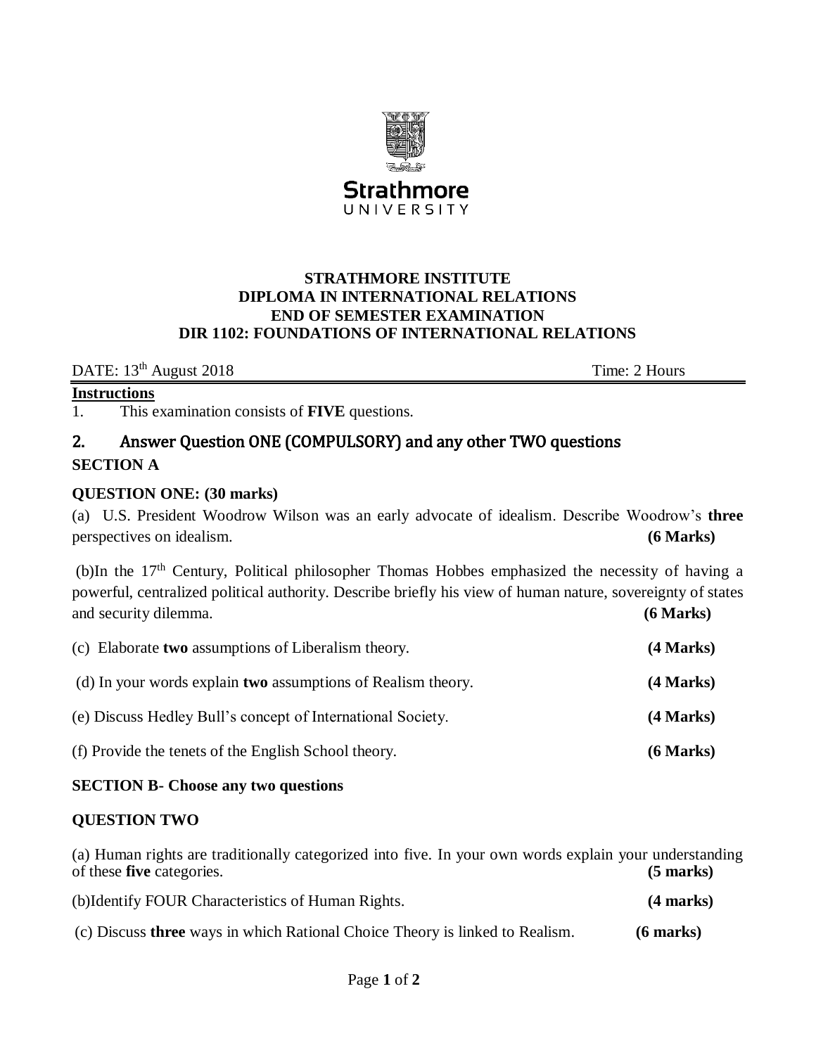Strathmore
UNIVERSITY

**STRATHMORE INSTITUTE**
**DIPLOMA IN INTERNATIONAL RELATIONS**
**END OF SEMESTER EXAMINATION**
**DIR 1102: FOUNDATIONS OF INTERNATIONAL RELATIONS**

DATE: 13th August 2018 Time: 2 Hours

**Instructions**

1. This examination consists of **FIVE** questions.
2. Answer Question ONE (COMPULSORY) and any other TWO questions

**SECTION A**

**QUESTION ONE: (30 marks)**

(a) U.S. President Woodrow Wilson was an early advocate of idealism. Describe Woodrow's **three** perspectives on idealism. **(6 Marks)**

(b)In the 17th Century, Political philosopher Thomas Hobbes emphasized the necessity of having a powerful, centralized political authority. Describe briefly his view of human nature, sovereignty of states and security dilemma. **(6 Marks)**

(c) Elaborate **two** assumptions of Liberalism theory. **(4 Marks)**

(d) In your words explain **two** assumptions of Realism theory. **(4 Marks)**

(e) Discuss Hedley Bull's concept of International Society. **(4 Marks)**

(f) Provide the tenets of the English School theory. **(6 Marks)**

**SECTION B- Choose any two questions**

**QUESTION TWO**

(a) Human rights are traditionally categorized into five. In your own words explain your understanding of these **five** categories. **(5 marks)**

(b)Identify FOUR Characteristics of Human Rights. **(4 marks)**

(c) Discuss **three** ways in which Rational Choice Theory is linked to Realism. **(6 marks)**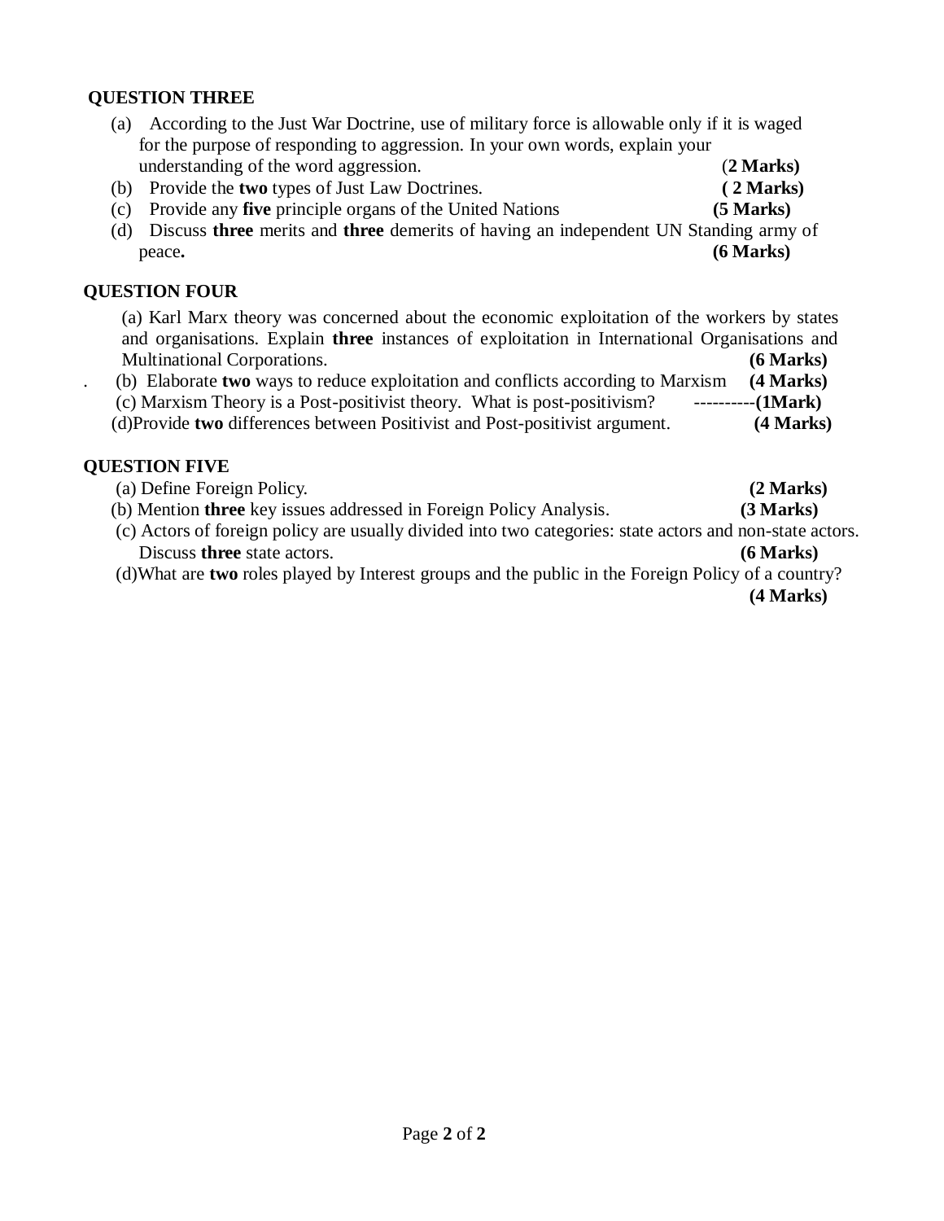**QUESTION THREE**

(a) According to the Just War Doctrine, use of military force is allowable only if it is waged for the purpose of responding to aggression. In your own words, explain your understanding of the word aggression. **(2 Marks)**

(b) Provide the **two** types of Just Law Doctrines. **( 2 Marks)**

(c) Provide any **five** principle organs of the United Nations **(5 Marks)**

(d) Discuss **three** merits and **three** demerits of having an independent UN Standing army of peace**.** **(6 Marks)**

**QUESTION FOUR**

(a) Karl Marx theory was concerned about the economic exploitation of the workers by states and organisations. Explain **three** instances of exploitation in International Organisations and Multinational Corporations. **(6 Marks)**

(b) Elaborate **two** ways to reduce exploitation and conflicts according to Marxism **(4 Marks)**

(c) Marxism Theory is a Post-positivist theory. What is post-positivism? ----------**(1Mark)**

(d)Provide **two** differences between Positivist and Post-positivist argument. **(4 Marks)**

**QUESTION FIVE**

(a) Define Foreign Policy. **(2 Marks)**

(b) Mention **three** key issues addressed in Foreign Policy Analysis. **(3 Marks)**

(c) Actors of foreign policy are usually divided into two categories: state actors and non-state actors. Discuss **three** state actors. **(6 Marks)**

(d)What are **two** roles played by Interest groups and the public in the Foreign Policy of a country? **(4 Marks)**